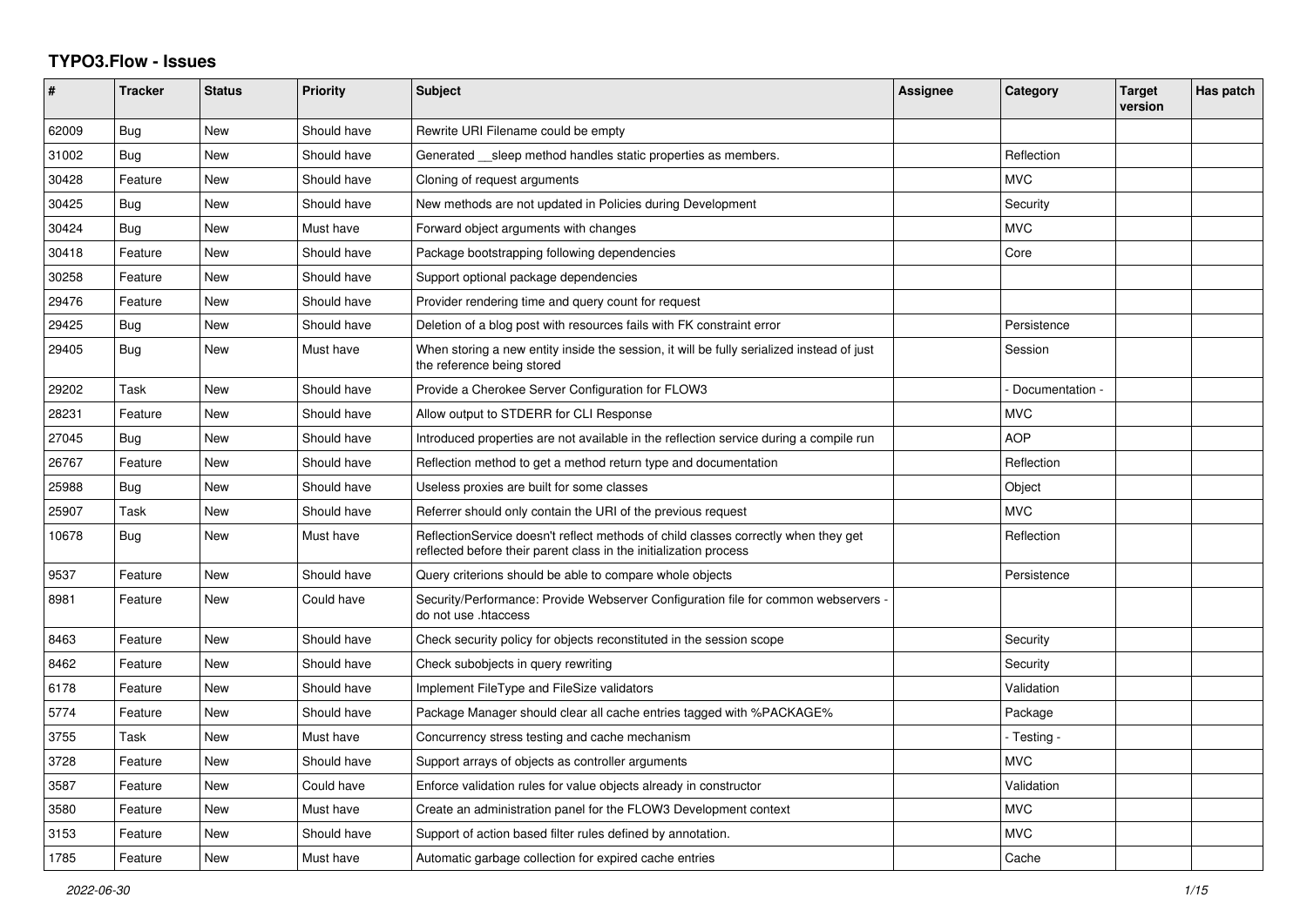# TYPO3.Flow - Issues

| # | Tracker | Status | Priority | Subject | Assignee | Category | Target version | Has patch |
|---|---|---|---|---|---|---|---|---|
| 62009 | Bug | New | Should have | Rewrite URI Filename could be empty | | | | |
| 31002 | Bug | New | Should have | Generated __sleep method handles static properties as members. | | Reflection | | |
| 30428 | Feature | New | Should have | Cloning of request arguments | | MVC | | |
| 30425 | Bug | New | Should have | New methods are not updated in Policies during Development | | Security | | |
| 30424 | Bug | New | Must have | Forward object arguments with changes | | MVC | | |
| 30418 | Feature | New | Should have | Package bootstrapping following dependencies | | Core | | |
| 30258 | Feature | New | Should have | Support optional package dependencies | | | | |
| 29476 | Feature | New | Should have | Provider rendering time and query count for request | | | | |
| 29425 | Bug | New | Should have | Deletion of a blog post with resources fails with FK constraint error | | Persistence | | |
| 29405 | Bug | New | Must have | When storing a new entity inside the session, it will be fully serialized instead of just the reference being stored | | Session | | |
| 29202 | Task | New | Should have | Provide a Cherokee Server Configuration for FLOW3 | | - Documentation - | | |
| 28231 | Feature | New | Should have | Allow output to STDERR for CLI Response | | MVC | | |
| 27045 | Bug | New | Should have | Introduced properties are not available in the reflection service during a compile run | | AOP | | |
| 26767 | Feature | New | Should have | Reflection method to get a method return type and documentation | | Reflection | | |
| 25988 | Bug | New | Should have | Useless proxies are built for some classes | | Object | | |
| 25907 | Task | New | Should have | Referrer should only contain the URI of the previous request | | MVC | | |
| 10678 | Bug | New | Must have | ReflectionService doesn't reflect methods of child classes correctly when they get reflected before their parent class in the initialization process | | Reflection | | |
| 9537 | Feature | New | Should have | Query criterions should be able to compare whole objects | | Persistence | | |
| 8981 | Feature | New | Could have | Security/Performance: Provide Webserver Configuration file for common webservers - do not use .htaccess | | | | |
| 8463 | Feature | New | Should have | Check security policy for objects reconstituted in the session scope | | Security | | |
| 8462 | Feature | New | Should have | Check subobjects in query rewriting | | Security | | |
| 6178 | Feature | New | Should have | Implement FileType and FileSize validators | | Validation | | |
| 5774 | Feature | New | Should have | Package Manager should clear all cache entries tagged with %PACKAGE% | | Package | | |
| 3755 | Task | New | Must have | Concurrency stress testing and cache mechanism | | - Testing - | | |
| 3728 | Feature | New | Should have | Support arrays of objects as controller arguments | | MVC | | |
| 3587 | Feature | New | Could have | Enforce validation rules for value objects already in constructor | | Validation | | |
| 3580 | Feature | New | Must have | Create an administration panel for the FLOW3 Development context | | MVC | | |
| 3153 | Feature | New | Should have | Support of action based filter rules defined by annotation. | | MVC | | |
| 1785 | Feature | New | Must have | Automatic garbage collection for expired cache entries | | Cache | | |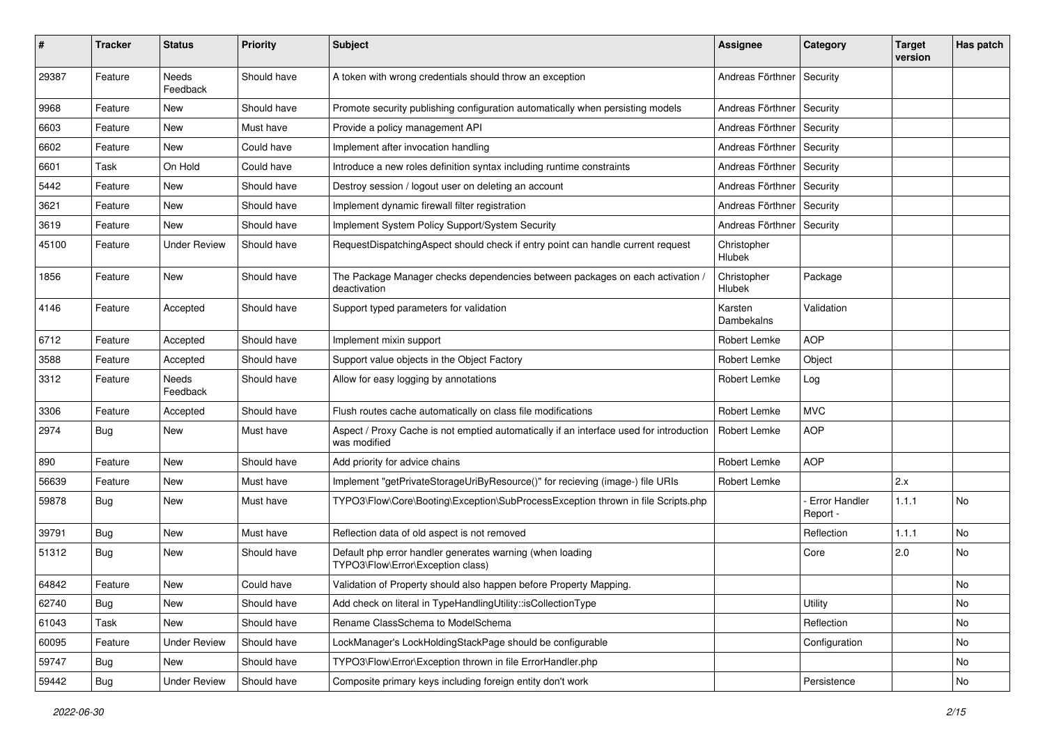| # | Tracker | Status | Priority | Subject | Assignee | Category | Target version | Has patch |
|---|---|---|---|---|---|---|---|---|
| 29387 | Feature | Needs Feedback | Should have | A token with wrong credentials should throw an exception | Andreas Förthner | Security | | |
| 9968 | Feature | New | Should have | Promote security publishing configuration automatically when persisting models | Andreas Förthner | Security | | |
| 6603 | Feature | New | Must have | Provide a policy management API | Andreas Förthner | Security | | |
| 6602 | Feature | New | Could have | Implement after invocation handling | Andreas Förthner | Security | | |
| 6601 | Task | On Hold | Could have | Introduce a new roles definition syntax including runtime constraints | Andreas Förthner | Security | | |
| 5442 | Feature | New | Should have | Destroy session / logout user on deleting an account | Andreas Förthner | Security | | |
| 3621 | Feature | New | Should have | Implement dynamic firewall filter registration | Andreas Förthner | Security | | |
| 3619 | Feature | New | Should have | Implement System Policy Support/System Security | Andreas Förthner | Security | | |
| 45100 | Feature | Under Review | Should have | RequestDispatchingAspect should check if entry point can handle current request | Christopher Hlubek | | | |
| 1856 | Feature | New | Should have | The Package Manager checks dependencies between packages on each activation / deactivation | Christopher Hlubek | Package | | |
| 4146 | Feature | Accepted | Should have | Support typed parameters for validation | Karsten Dambekalns | Validation | | |
| 6712 | Feature | Accepted | Should have | Implement mixin support | Robert Lemke | AOP | | |
| 3588 | Feature | Accepted | Should have | Support value objects in the Object Factory | Robert Lemke | Object | | |
| 3312 | Feature | Needs Feedback | Should have | Allow for easy logging by annotations | Robert Lemke | Log | | |
| 3306 | Feature | Accepted | Should have | Flush routes cache automatically on class file modifications | Robert Lemke | MVC | | |
| 2974 | Bug | New | Must have | Aspect / Proxy Cache is not emptied automatically if an interface used for introduction was modified | Robert Lemke | AOP | | |
| 890 | Feature | New | Should have | Add priority for advice chains | Robert Lemke | AOP | | |
| 56639 | Feature | New | Must have | Implement "getPrivateStorageUriByResource()" for recieving (image-) file URIs | Robert Lemke | | 2.x | |
| 59878 | Bug | New | Must have | TYPO3\Flow\Core\Booting\Exception\SubProcessException thrown in file Scripts.php | | - Error Handler Report - | 1.1.1 | No |
| 39791 | Bug | New | Must have | Reflection data of old aspect is not removed | | Reflection | 1.1.1 | No |
| 51312 | Bug | New | Should have | Default php error handler generates warning (when loading TYPO3\Flow\Error\Exception class) | | Core | 2.0 | No |
| 64842 | Feature | New | Could have | Validation of Property should also happen before Property Mapping. | | | | No |
| 62740 | Bug | New | Should have | Add check on literal in TypeHandlingUtility::isCollectionType | | Utility | | No |
| 61043 | Task | New | Should have | Rename ClassSchema to ModelSchema | | Reflection | | No |
| 60095 | Feature | Under Review | Should have | LockManager's LockHoldingStackPage should be configurable | | Configuration | | No |
| 59747 | Bug | New | Should have | TYPO3\Flow\Error\Exception thrown in file ErrorHandler.php | | | | No |
| 59442 | Bug | Under Review | Should have | Composite primary keys including foreign entity don't work | | Persistence | | No |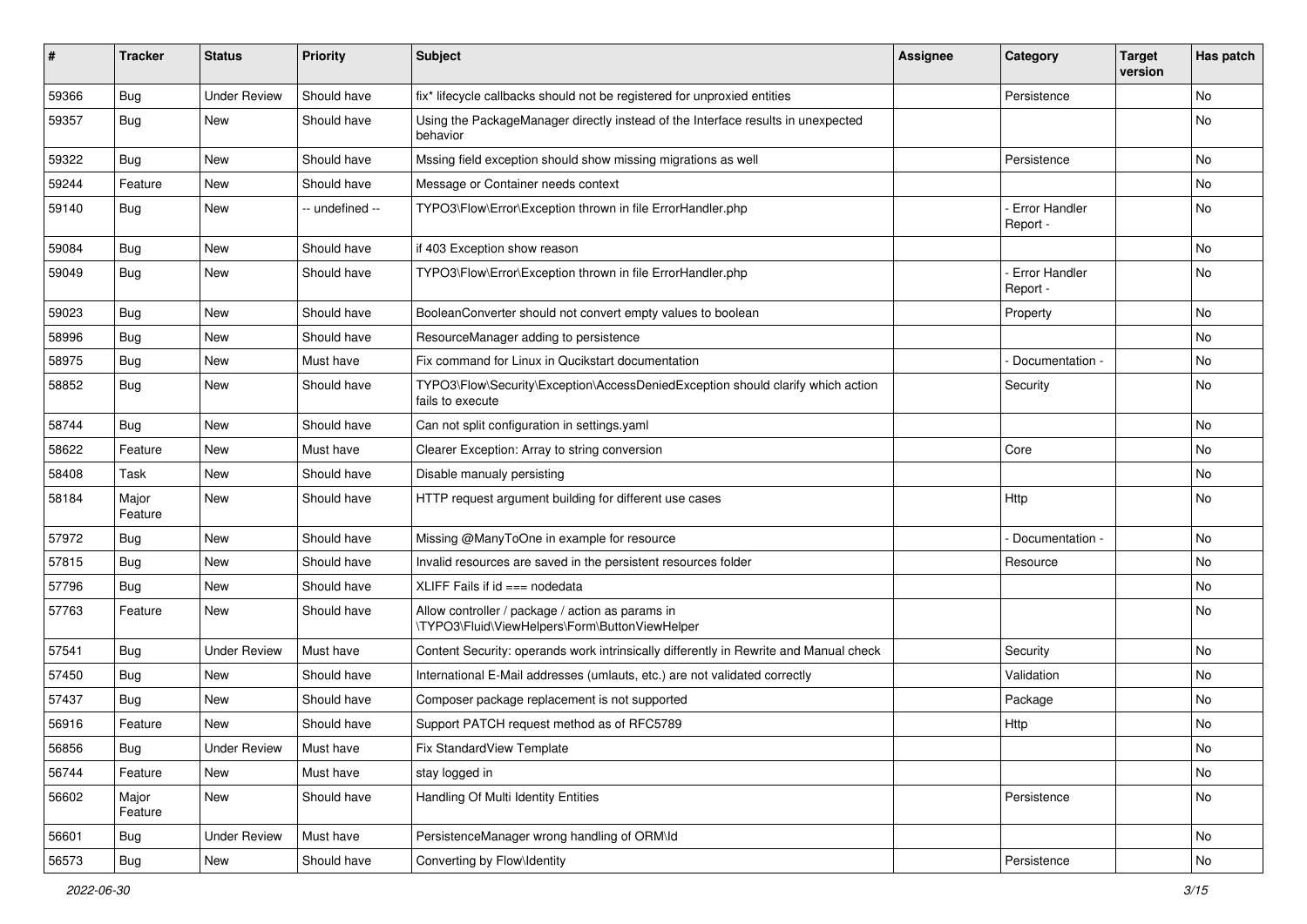| # | Tracker | Status | Priority | Subject | Assignee | Category | Target version | Has patch |
| --- | --- | --- | --- | --- | --- | --- | --- | --- |
| 59366 | Bug | Under Review | Should have | fix* lifecycle callbacks should not be registered for unproxied entities | | Persistence | | No |
| 59357 | Bug | New | Should have | Using the PackageManager directly instead of the Interface results in unexpected behavior | | | | No |
| 59322 | Bug | New | Should have | Mssing field exception should show missing migrations as well | | Persistence | | No |
| 59244 | Feature | New | Should have | Message or Container needs context | | | | No |
| 59140 | Bug | New | -- undefined -- | TYPO3\Flow\Error\Exception thrown in file ErrorHandler.php | | - Error Handler Report - | | No |
| 59084 | Bug | New | Should have | if 403 Exception show reason | | | | No |
| 59049 | Bug | New | Should have | TYPO3\Flow\Error\Exception thrown in file ErrorHandler.php | | - Error Handler Report - | | No |
| 59023 | Bug | New | Should have | BooleanConverter should not convert empty values to boolean | | Property | | No |
| 58996 | Bug | New | Should have | ResourceManager adding to persistence | | | | No |
| 58975 | Bug | New | Must have | Fix command for Linux in Qucikstart documentation | | - Documentation - | | No |
| 58852 | Bug | New | Should have | TYPO3\Flow\Security\Exception\AccessDeniedException should clarify which action fails to execute | | Security | | No |
| 58744 | Bug | New | Should have | Can not split configuration in settings.yaml | | | | No |
| 58622 | Feature | New | Must have | Clearer Exception: Array to string conversion | | Core | | No |
| 58408 | Task | New | Should have | Disable manualy persisting | | | | No |
| 58184 | Major Feature | New | Should have | HTTP request argument building for different use cases | | Http | | No |
| 57972 | Bug | New | Should have | Missing @ManyToOne in example for resource | | - Documentation - | | No |
| 57815 | Bug | New | Should have | Invalid resources are saved in the persistent resources folder | | Resource | | No |
| 57796 | Bug | New | Should have | XLIFF Fails if id === nodedata | | | | No |
| 57763 | Feature | New | Should have | Allow controller / package / action as params in \TYPO3\Fluid\ViewHelpers\Form\ButtonViewHelper | | | | No |
| 57541 | Bug | Under Review | Must have | Content Security: operands work intrinsically differently in Rewrite and Manual check | | Security | | No |
| 57450 | Bug | New | Should have | International E-Mail addresses (umlauts, etc.) are not validated correctly | | Validation | | No |
| 57437 | Bug | New | Should have | Composer package replacement is not supported | | Package | | No |
| 56916 | Feature | New | Should have | Support PATCH request method as of RFC5789 | | Http | | No |
| 56856 | Bug | Under Review | Must have | Fix StandardView Template | | | | No |
| 56744 | Feature | New | Must have | stay logged in | | | | No |
| 56602 | Major Feature | New | Should have | Handling Of Multi Identity Entities | | Persistence | | No |
| 56601 | Bug | Under Review | Must have | PersistenceManager wrong handling of ORM\Id | | | | No |
| 56573 | Bug | New | Should have | Converting by Flow\Identity | | Persistence | | No |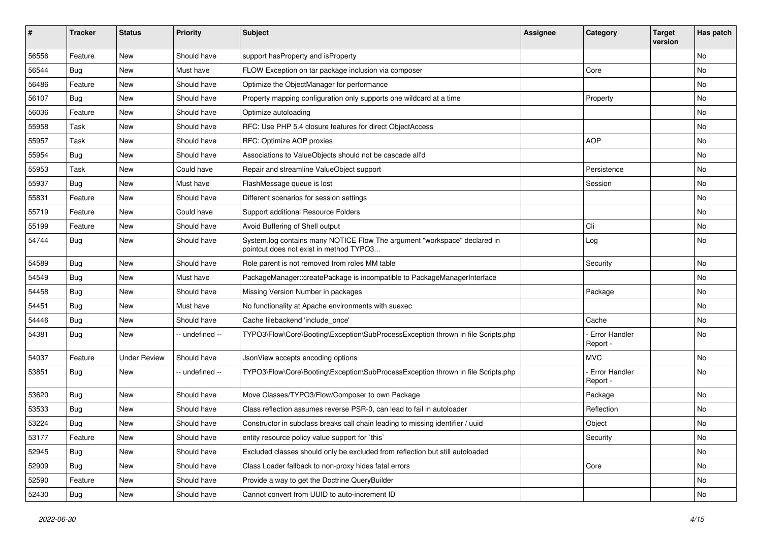| # | Tracker | Status | Priority | Subject | Assignee | Category | Target version | Has patch |
| --- | --- | --- | --- | --- | --- | --- | --- | --- |
| 56556 | Feature | New | Should have | support hasProperty and isProperty | | | | No |
| 56544 | Bug | New | Must have | FLOW Exception on tar package inclusion via composer | | Core | | No |
| 56486 | Feature | New | Should have | Optimize the ObjectManager for performance | | | | No |
| 56107 | Bug | New | Should have | Property mapping configuration only supports one wildcard at a time | | Property | | No |
| 56036 | Feature | New | Should have | Optimize autoloading | | | | No |
| 55958 | Task | New | Should have | RFC: Use PHP 5.4 closure features for direct ObjectAccess | | | | No |
| 55957 | Task | New | Should have | RFC: Optimize AOP proxies | | AOP | | No |
| 55954 | Bug | New | Should have | Associations to ValueObjects should not be cascade all'd | | | | No |
| 55953 | Task | New | Could have | Repair and streamline ValueObject support | | Persistence | | No |
| 55937 | Bug | New | Must have | FlashMessage queue is lost | | Session | | No |
| 55831 | Feature | New | Should have | Different scenarios for session settings | | | | No |
| 55719 | Feature | New | Could have | Support additional Resource Folders | | | | No |
| 55199 | Feature | New | Should have | Avoid Buffering of Shell output | | Cli | | No |
| 54744 | Bug | New | Should have | System.log contains many NOTICE Flow The argument "workspace" declared in pointcut does not exist in method TYPO3... | | Log | | No |
| 54589 | Bug | New | Should have | Role parent is not removed from roles MM table | | Security | | No |
| 54549 | Bug | New | Must have | PackageManager::createPackage is incompatible to PackageManagerInterface | | | | No |
| 54458 | Bug | New | Should have | Missing Version Number in packages | | Package | | No |
| 54451 | Bug | New | Must have | No functionality at Apache environments with suexec | | | | No |
| 54446 | Bug | New | Should have | Cache filebackend 'include_once' | | Cache | | No |
| 54381 | Bug | New | -- undefined -- | TYPO3\Flow\Core\Booting\Exception\SubProcessException thrown in file Scripts.php | | - Error Handler Report - | | No |
| 54037 | Feature | Under Review | Should have | JsonView accepts encoding options | | MVC | | No |
| 53851 | Bug | New | -- undefined -- | TYPO3\Flow\Core\Booting\Exception\SubProcessException thrown in file Scripts.php | | - Error Handler Report - | | No |
| 53620 | Bug | New | Should have | Move Classes/TYPO3/Flow/Composer to own Package | | Package | | No |
| 53533 | Bug | New | Should have | Class reflection assumes reverse PSR-0, can lead to fail in autoloader | | Reflection | | No |
| 53224 | Bug | New | Should have | Constructor in subclass breaks call chain leading to missing identifier / uuid | | Object | | No |
| 53177 | Feature | New | Should have | entity resource policy value support for `this` | | Security | | No |
| 52945 | Bug | New | Should have | Excluded classes should only be excluded from reflection but still autoloaded | | | | No |
| 52909 | Bug | New | Should have | Class Loader fallback to non-proxy hides fatal errors | | Core | | No |
| 52590 | Feature | New | Should have | Provide a way to get the Doctrine QueryBuilder | | | | No |
| 52430 | Bug | New | Should have | Cannot convert from UUID to auto-increment ID | | | | No |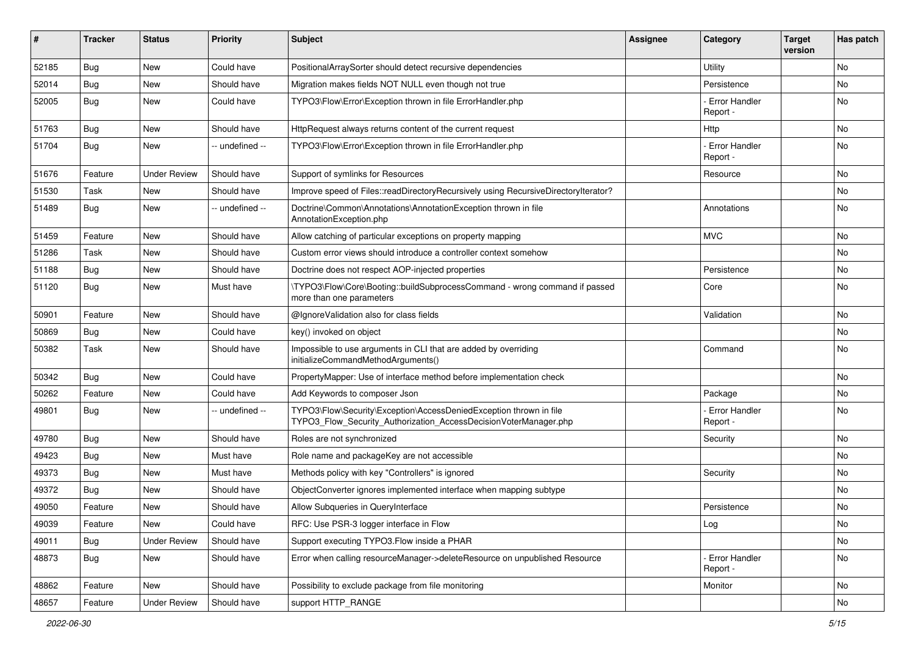| # | Tracker | Status | Priority | Subject | Assignee | Category | Target version | Has patch |
|---|---|---|---|---|---|---|---|---|
| 52185 | Bug | New | Could have | PositionalArraySorter should detect recursive dependencies | | Utility | | No |
| 52014 | Bug | New | Should have | Migration makes fields NOT NULL even though not true | | Persistence | | No |
| 52005 | Bug | New | Could have | TYPO3\Flow\Error\Exception thrown in file ErrorHandler.php | | - Error Handler Report - | | No |
| 51763 | Bug | New | Should have | HttpRequest always returns content of the current request | | Http | | No |
| 51704 | Bug | New | -- undefined -- | TYPO3\Flow\Error\Exception thrown in file ErrorHandler.php | | - Error Handler Report - | | No |
| 51676 | Feature | Under Review | Should have | Support of symlinks for Resources | | Resource | | No |
| 51530 | Task | New | Should have | Improve speed of Files::readDirectoryRecursively using RecursiveDirectoryIterator? | | | | No |
| 51489 | Bug | New | -- undefined -- | Doctrine\Common\Annotations\AnnotationException thrown in file AnnotationException.php | | Annotations | | No |
| 51459 | Feature | New | Should have | Allow catching of particular exceptions on property mapping | | MVC | | No |
| 51286 | Task | New | Should have | Custom error views should introduce a controller context somehow | | | | No |
| 51188 | Bug | New | Should have | Doctrine does not respect AOP-injected properties | | Persistence | | No |
| 51120 | Bug | New | Must have | \TYPO3\Flow\Core\Booting::buildSubprocessCommand - wrong command if passed more than one parameters | | Core | | No |
| 50901 | Feature | New | Should have | @IgnoreValidation also for class fields | | Validation | | No |
| 50869 | Bug | New | Could have | key() invoked on object | | | | No |
| 50382 | Task | New | Should have | Impossible to use arguments in CLI that are added by overriding initializeCommandMethodArguments() | | Command | | No |
| 50342 | Bug | New | Could have | PropertyMapper: Use of interface method before implementation check | | | | No |
| 50262 | Feature | New | Could have | Add Keywords to composer Json | | Package | | No |
| 49801 | Bug | New | -- undefined -- | TYPO3\Flow\Security\Exception\AccessDeniedException thrown in file TYPO3_Flow_Security_Authorization_AccessDecisionVoterManager.php | | - Error Handler Report - | | No |
| 49780 | Bug | New | Should have | Roles are not synchronized | | Security | | No |
| 49423 | Bug | New | Must have | Role name and packageKey are not accessible | | | | No |
| 49373 | Bug | New | Must have | Methods policy with key "Controllers" is ignored | | Security | | No |
| 49372 | Bug | New | Should have | ObjectConverter ignores implemented interface when mapping subtype | | | | No |
| 49050 | Feature | New | Should have | Allow Subqueries in QueryInterface | | Persistence | | No |
| 49039 | Feature | New | Could have | RFC: Use PSR-3 logger interface in Flow | | Log | | No |
| 49011 | Bug | Under Review | Should have | Support executing TYPO3.Flow inside a PHAR | | | | No |
| 48873 | Bug | New | Should have | Error when calling resourceManager->deleteResource on unpublished Resource | | - Error Handler Report - | | No |
| 48862 | Feature | New | Should have | Possibility to exclude package from file monitoring | | Monitor | | No |
| 48657 | Feature | Under Review | Should have | support HTTP_RANGE | | | | No |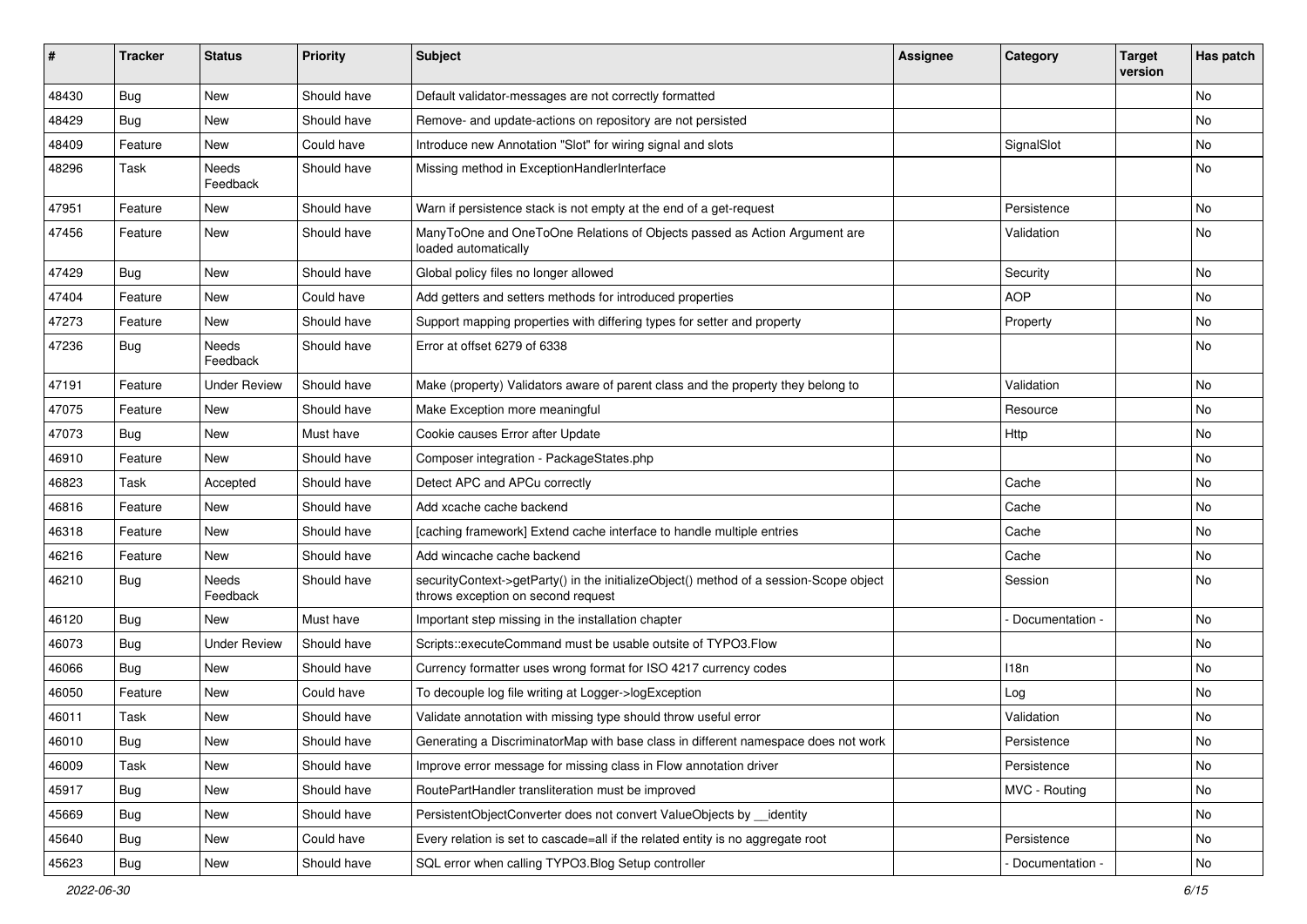| # | Tracker | Status | Priority | Subject | Assignee | Category | Target version | Has patch |
|---|---|---|---|---|---|---|---|---|
| 48430 | Bug | New | Should have | Default validator-messages are not correctly formatted | | | | No |
| 48429 | Bug | New | Should have | Remove- and update-actions on repository are not persisted | | | | No |
| 48409 | Feature | New | Could have | Introduce new Annotation "Slot" for wiring signal and slots | | SignalSlot | | No |
| 48296 | Task | Needs Feedback | Should have | Missing method in ExceptionHandlerInterface | | | | No |
| 47951 | Feature | New | Should have | Warn if persistence stack is not empty at the end of a get-request | | Persistence | | No |
| 47456 | Feature | New | Should have | ManyToOne and OneToOne Relations of Objects passed as Action Argument are loaded automatically | | Validation | | No |
| 47429 | Bug | New | Should have | Global policy files no longer allowed | | Security | | No |
| 47404 | Feature | New | Could have | Add getters and setters methods for introduced properties | | AOP | | No |
| 47273 | Feature | New | Should have | Support mapping properties with differing types for setter and property | | Property | | No |
| 47236 | Bug | Needs Feedback | Should have | Error at offset 6279 of 6338 | | | | No |
| 47191 | Feature | Under Review | Should have | Make (property) Validators aware of parent class and the property they belong to | | Validation | | No |
| 47075 | Feature | New | Should have | Make Exception more meaningful | | Resource | | No |
| 47073 | Bug | New | Must have | Cookie causes Error after Update | | Http | | No |
| 46910 | Feature | New | Should have | Composer integration - PackageStates.php | | | | No |
| 46823 | Task | Accepted | Should have | Detect APC and APCu correctly | | Cache | | No |
| 46816 | Feature | New | Should have | Add xcache cache backend | | Cache | | No |
| 46318 | Feature | New | Should have | [caching framework] Extend cache interface to handle multiple entries | | Cache | | No |
| 46216 | Feature | New | Should have | Add wincache cache backend | | Cache | | No |
| 46210 | Bug | Needs Feedback | Should have | securityContext->getParty() in the initializeObject() method of a session-Scope object throws exception on second request | | Session | | No |
| 46120 | Bug | New | Must have | Important step missing in the installation chapter | | - Documentation - | | No |
| 46073 | Bug | Under Review | Should have | Scripts::executeCommand must be usable outsite of TYPO3.Flow | | | | No |
| 46066 | Bug | New | Should have | Currency formatter uses wrong format for ISO 4217 currency codes | | I18n | | No |
| 46050 | Feature | New | Could have | To decouple log file writing at Logger->logException | | Log | | No |
| 46011 | Task | New | Should have | Validate annotation with missing type should throw useful error | | Validation | | No |
| 46010 | Bug | New | Should have | Generating a DiscriminatorMap with base class in different namespace does not work | | Persistence | | No |
| 46009 | Task | New | Should have | Improve error message for missing class in Flow annotation driver | | Persistence | | No |
| 45917 | Bug | New | Should have | RoutePartHandler transliteration must be improved | | MVC - Routing | | No |
| 45669 | Bug | New | Should have | PersistentObjectConverter does not convert ValueObjects by __identity | | | | No |
| 45640 | Bug | New | Could have | Every relation is set to cascade=all if the related entity is no aggregate root | | Persistence | | No |
| 45623 | Bug | New | Should have | SQL error when calling TYPO3.Blog Setup controller | | - Documentation - | | No |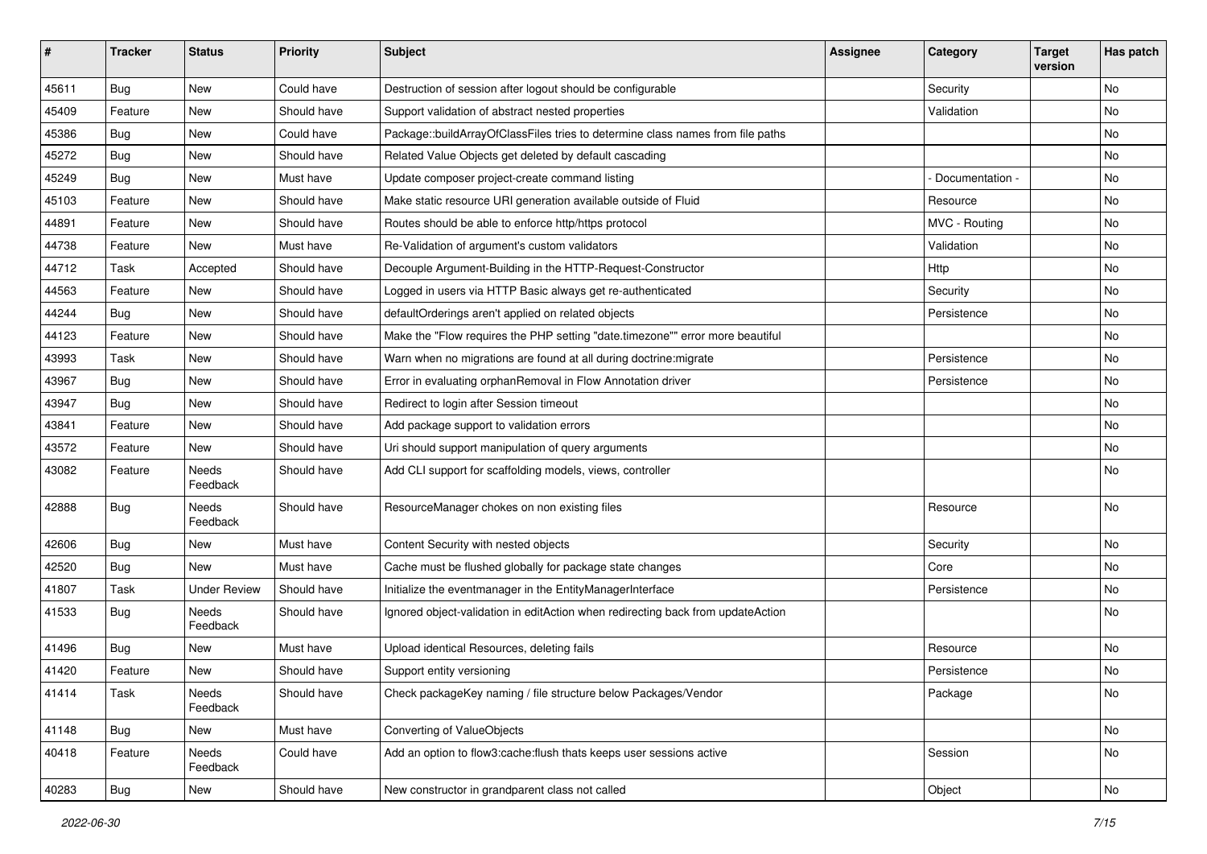| # | Tracker | Status | Priority | Subject | Assignee | Category | Target version | Has patch |
|---|---|---|---|---|---|---|---|---|
| 45611 | Bug | New | Could have | Destruction of session after logout should be configurable | | Security | | No |
| 45409 | Feature | New | Should have | Support validation of abstract nested properties | | Validation | | No |
| 45386 | Bug | New | Could have | Package::buildArrayOfClassFiles tries to determine class names from file paths | | | | No |
| 45272 | Bug | New | Should have | Related Value Objects get deleted by default cascading | | | | No |
| 45249 | Bug | New | Must have | Update composer project-create command listing | | - Documentation - | | No |
| 45103 | Feature | New | Should have | Make static resource URI generation available outside of Fluid | | Resource | | No |
| 44891 | Feature | New | Should have | Routes should be able to enforce http/https protocol | | MVC - Routing | | No |
| 44738 | Feature | New | Must have | Re-Validation of argument's custom validators | | Validation | | No |
| 44712 | Task | Accepted | Should have | Decouple Argument-Building in the HTTP-Request-Constructor | | Http | | No |
| 44563 | Feature | New | Should have | Logged in users via HTTP Basic always get re-authenticated | | Security | | No |
| 44244 | Bug | New | Should have | defaultOrderings aren't applied on related objects | | Persistence | | No |
| 44123 | Feature | New | Should have | Make the "Flow requires the PHP setting "date.timezone"" error more beautiful | | | | No |
| 43993 | Task | New | Should have | Warn when no migrations are found at all during doctrine:migrate | | Persistence | | No |
| 43967 | Bug | New | Should have | Error in evaluating orphanRemoval in Flow Annotation driver | | Persistence | | No |
| 43947 | Bug | New | Should have | Redirect to login after Session timeout | | | | No |
| 43841 | Feature | New | Should have | Add package support to validation errors | | | | No |
| 43572 | Feature | New | Should have | Uri should support manipulation of query arguments | | | | No |
| 43082 | Feature | Needs Feedback | Should have | Add CLI support for scaffolding models, views, controller | | | | No |
| 42888 | Bug | Needs Feedback | Should have | ResourceManager chokes on non existing files | | Resource | | No |
| 42606 | Bug | New | Must have | Content Security with nested objects | | Security | | No |
| 42520 | Bug | New | Must have | Cache must be flushed globally for package state changes | | Core | | No |
| 41807 | Task | Under Review | Should have | Initialize the eventmanager in the EntityManagerInterface | | Persistence | | No |
| 41533 | Bug | Needs Feedback | Should have | Ignored object-validation in editAction when redirecting back from updateAction | | | | No |
| 41496 | Bug | New | Must have | Upload identical Resources, deleting fails | | Resource | | No |
| 41420 | Feature | New | Should have | Support entity versioning | | Persistence | | No |
| 41414 | Task | Needs Feedback | Should have | Check packageKey naming / file structure below Packages/Vendor | | Package | | No |
| 41148 | Bug | New | Must have | Converting of ValueObjects | | | | No |
| 40418 | Feature | Needs Feedback | Could have | Add an option to flow3:cache:flush thats keeps user sessions active | | Session | | No |
| 40283 | Bug | New | Should have | New constructor in grandparent class not called | | Object | | No |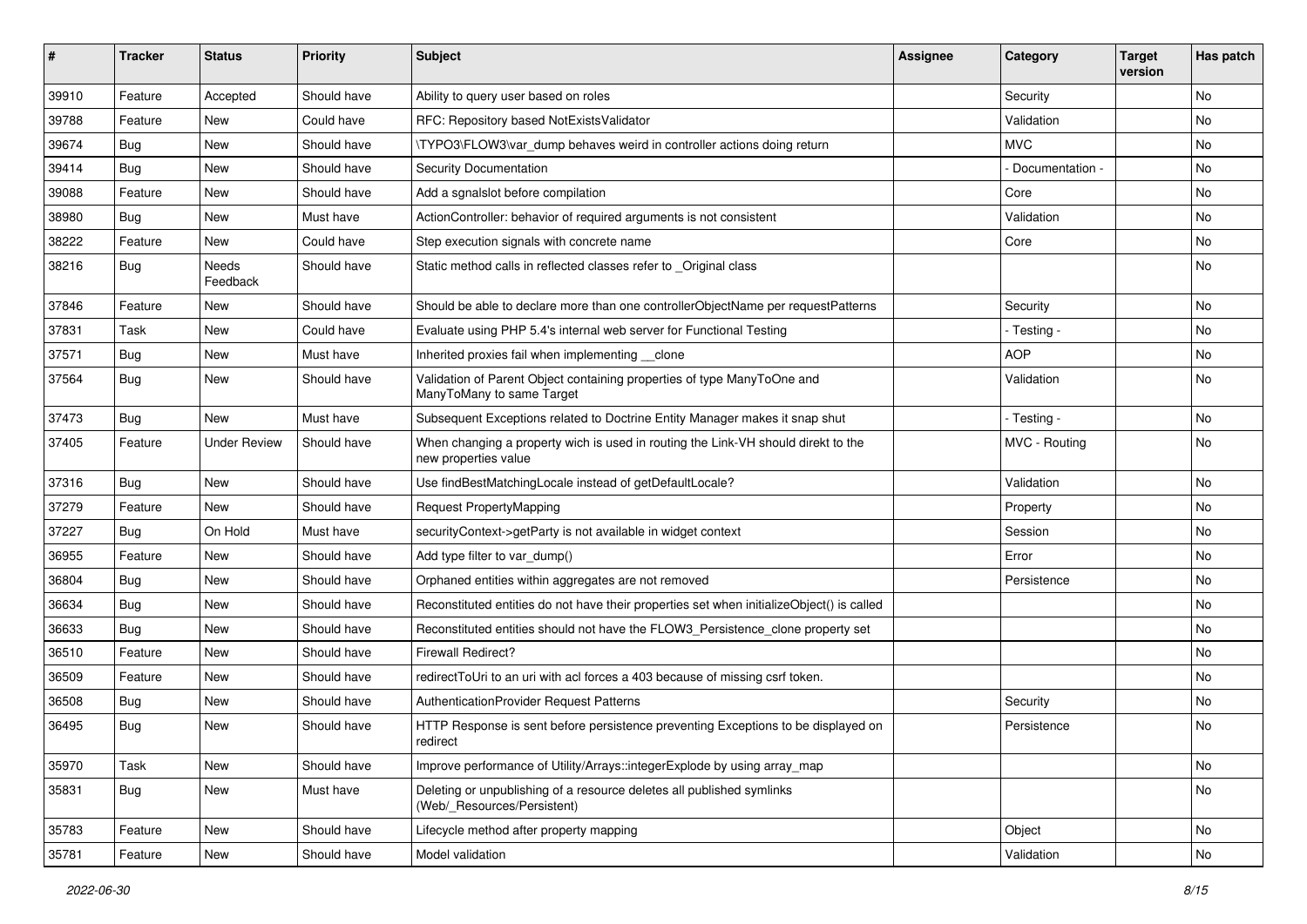| # | Tracker | Status | Priority | Subject | Assignee | Category | Target version | Has patch |
|---|---|---|---|---|---|---|---|---|
| 39910 | Feature | Accepted | Should have | Ability to query user based on roles | | Security | | No |
| 39788 | Feature | New | Could have | RFC: Repository based NotExistsValidator | | Validation | | No |
| 39674 | Bug | New | Should have | \TYPO3\FLOW3\var_dump behaves weird in controller actions doing return | | MVC | | No |
| 39414 | Bug | New | Should have | Security Documentation | | - Documentation - | | No |
| 39088 | Feature | New | Should have | Add a sgnalslot before compilation | | Core | | No |
| 38980 | Bug | New | Must have | ActionController: behavior of required arguments is not consistent | | Validation | | No |
| 38222 | Feature | New | Could have | Step execution signals with concrete name | | Core | | No |
| 38216 | Bug | Needs Feedback | Should have | Static method calls in reflected classes refer to _Original class | | | | No |
| 37846 | Feature | New | Should have | Should be able to declare more than one controllerObjectName per requestPatterns | | Security | | No |
| 37831 | Task | New | Could have | Evaluate using PHP 5.4's internal web server for Functional Testing | | - Testing - | | No |
| 37571 | Bug | New | Must have | Inherited proxies fail when implementing __clone | | AOP | | No |
| 37564 | Bug | New | Should have | Validation of Parent Object containing properties of type ManyToOne and ManyToMany to same Target | | Validation | | No |
| 37473 | Bug | New | Must have | Subsequent Exceptions related to Doctrine Entity Manager makes it snap shut | | - Testing - | | No |
| 37405 | Feature | Under Review | Should have | When changing a property wich is used in routing the Link-VH should direkt to the new properties value | | MVC - Routing | | No |
| 37316 | Bug | New | Should have | Use findBestMatchingLocale instead of getDefaultLocale? | | Validation | | No |
| 37279 | Feature | New | Should have | Request PropertyMapping | | Property | | No |
| 37227 | Bug | On Hold | Must have | securityContext->getParty is not available in widget context | | Session | | No |
| 36955 | Feature | New | Should have | Add type filter to var_dump() | | Error | | No |
| 36804 | Bug | New | Should have | Orphaned entities within aggregates are not removed | | Persistence | | No |
| 36634 | Bug | New | Should have | Reconstituted entities do not have their properties set when initializeObject() is called | | | | No |
| 36633 | Bug | New | Should have | Reconstituted entities should not have the FLOW3_Persistence_clone property set | | | | No |
| 36510 | Feature | New | Should have | Firewall Redirect? | | | | No |
| 36509 | Feature | New | Should have | redirectToUri to an uri with acl forces a 403 because of missing csrf token. | | | | No |
| 36508 | Bug | New | Should have | AuthenticationProvider Request Patterns | | Security | | No |
| 36495 | Bug | New | Should have | HTTP Response is sent before persistence preventing Exceptions to be displayed on redirect | | Persistence | | No |
| 35970 | Task | New | Should have | Improve performance of Utility/Arrays::integerExplode by using array_map | | | | No |
| 35831 | Bug | New | Must have | Deleting or unpublishing of a resource deletes all published symlinks (Web/_Resources/Persistent) | | | | No |
| 35783 | Feature | New | Should have | Lifecycle method after property mapping | | Object | | No |
| 35781 | Feature | New | Should have | Model validation | | Validation | | No |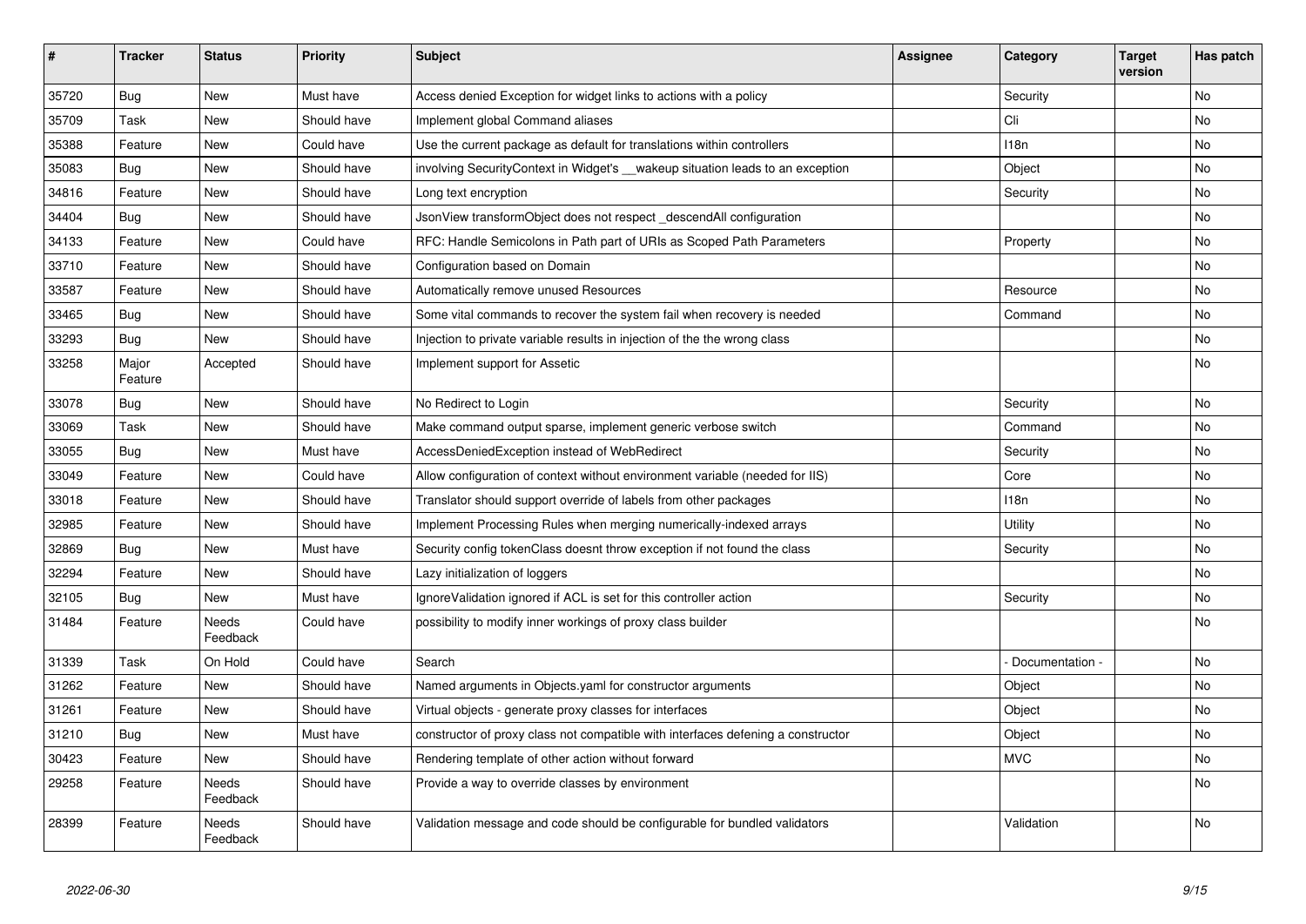| # | Tracker | Status | Priority | Subject | Assignee | Category | Target version | Has patch |
| --- | --- | --- | --- | --- | --- | --- | --- | --- |
| 35720 | Bug | New | Must have | Access denied Exception for widget links to actions with a policy | | Security | | No |
| 35709 | Task | New | Should have | Implement global Command aliases | | Cli | | No |
| 35388 | Feature | New | Could have | Use the current package as default for translations within controllers | | I18n | | No |
| 35083 | Bug | New | Should have | involving SecurityContext in Widget's __wakeup situation leads to an exception | | Object | | No |
| 34816 | Feature | New | Should have | Long text encryption | | Security | | No |
| 34404 | Bug | New | Should have | JsonView transformObject does not respect _descendAll configuration | | | | No |
| 34133 | Feature | New | Could have | RFC: Handle Semicolons in Path part of URIs as Scoped Path Parameters | | Property | | No |
| 33710 | Feature | New | Should have | Configuration based on Domain | | | | No |
| 33587 | Feature | New | Should have | Automatically remove unused Resources | | Resource | | No |
| 33465 | Bug | New | Should have | Some vital commands to recover the system fail when recovery is needed | | Command | | No |
| 33293 | Bug | New | Should have | Injection to private variable results in injection of the the wrong class | | | | No |
| 33258 | Major Feature | Accepted | Should have | Implement support for Assetic | | | | No |
| 33078 | Bug | New | Should have | No Redirect to Login | | Security | | No |
| 33069 | Task | New | Should have | Make command output sparse, implement generic verbose switch | | Command | | No |
| 33055 | Bug | New | Must have | AccessDeniedException instead of WebRedirect | | Security | | No |
| 33049 | Feature | New | Could have | Allow configuration of context without environment variable (needed for IIS) | | Core | | No |
| 33018 | Feature | New | Should have | Translator should support override of labels from other packages | | I18n | | No |
| 32985 | Feature | New | Should have | Implement Processing Rules when merging numerically-indexed arrays | | Utility | | No |
| 32869 | Bug | New | Must have | Security config tokenClass doesnt throw exception if not found the class | | Security | | No |
| 32294 | Feature | New | Should have | Lazy initialization of loggers | | | | No |
| 32105 | Bug | New | Must have | IgnoreValidation ignored if ACL is set for this controller action | | Security | | No |
| 31484 | Feature | Needs Feedback | Could have | possibility to modify inner workings of proxy class builder | | | | No |
| 31339 | Task | On Hold | Could have | Search | | - Documentation - | | No |
| 31262 | Feature | New | Should have | Named arguments in Objects.yaml for constructor arguments | | Object | | No |
| 31261 | Feature | New | Should have | Virtual objects - generate proxy classes for interfaces | | Object | | No |
| 31210 | Bug | New | Must have | constructor of proxy class not compatible with interfaces defening a constructor | | Object | | No |
| 30423 | Feature | New | Should have | Rendering template of other action without forward | | MVC | | No |
| 29258 | Feature | Needs Feedback | Should have | Provide a way to override classes by environment | | | | No |
| 28399 | Feature | Needs Feedback | Should have | Validation message and code should be configurable for bundled validators | | Validation | | No |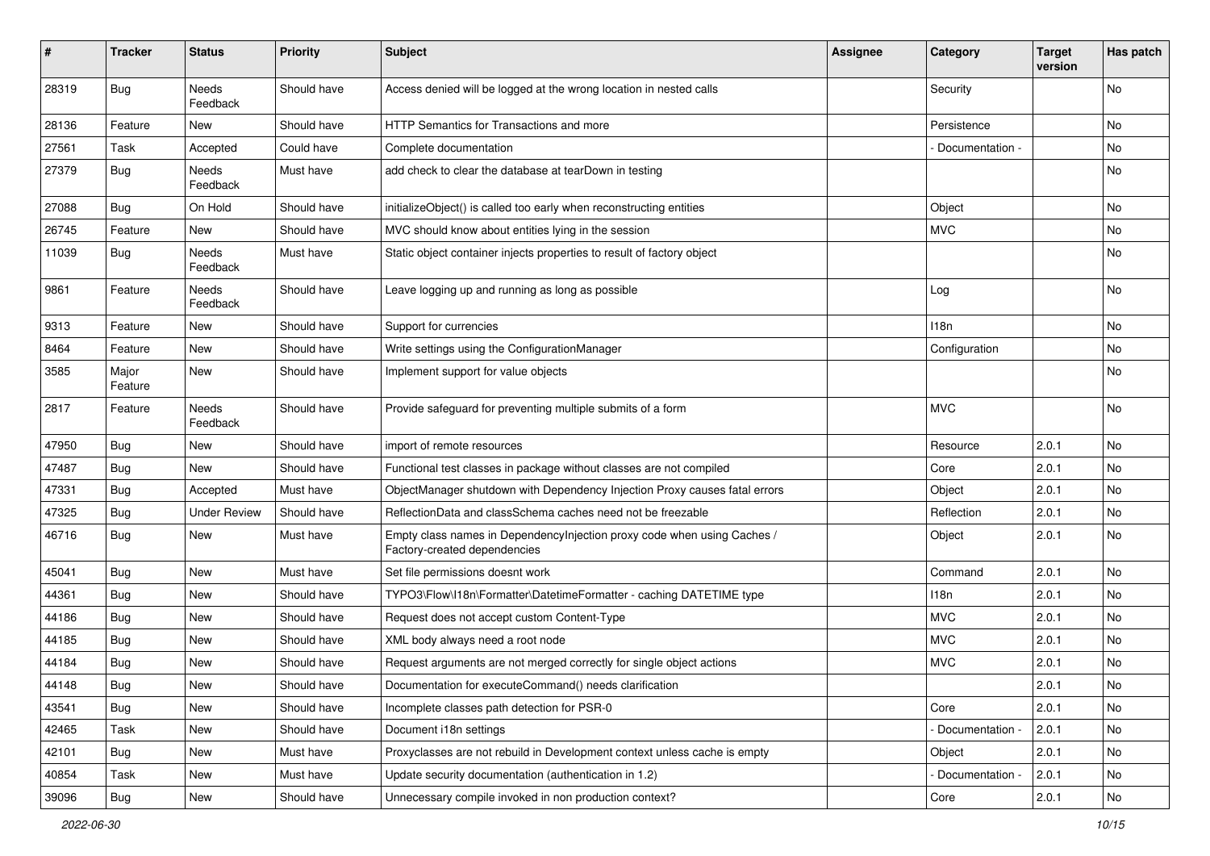| # | Tracker | Status | Priority | Subject | Assignee | Category | Target version | Has patch |
|---|---|---|---|---|---|---|---|---|
| 28319 | Bug | Needs Feedback | Should have | Access denied will be logged at the wrong location in nested calls | | Security | | No |
| 28136 | Feature | New | Should have | HTTP Semantics for Transactions and more | | Persistence | | No |
| 27561 | Task | Accepted | Could have | Complete documentation | | - Documentation - | | No |
| 27379 | Bug | Needs Feedback | Must have | add check to clear the database at tearDown in testing | | | | No |
| 27088 | Bug | On Hold | Should have | initializeObject() is called too early when reconstructing entities | | Object | | No |
| 26745 | Feature | New | Should have | MVC should know about entities lying in the session | | MVC | | No |
| 11039 | Bug | Needs Feedback | Must have | Static object container injects properties to result of factory object | | | | No |
| 9861 | Feature | Needs Feedback | Should have | Leave logging up and running as long as possible | | Log | | No |
| 9313 | Feature | New | Should have | Support for currencies | | I18n | | No |
| 8464 | Feature | New | Should have | Write settings using the ConfigurationManager | | Configuration | | No |
| 3585 | Major Feature | New | Should have | Implement support for value objects | | | | No |
| 2817 | Feature | Needs Feedback | Should have | Provide safeguard for preventing multiple submits of a form | | MVC | | No |
| 47950 | Bug | New | Should have | import of remote resources | | Resource | 2.0.1 | No |
| 47487 | Bug | New | Should have | Functional test classes in package without classes are not compiled | | Core | 2.0.1 | No |
| 47331 | Bug | Accepted | Must have | ObjectManager shutdown with Dependency Injection Proxy causes fatal errors | | Object | 2.0.1 | No |
| 47325 | Bug | Under Review | Should have | ReflectionData and classSchema caches need not be freezable | | Reflection | 2.0.1 | No |
| 46716 | Bug | New | Must have | Empty class names in DependencyInjection proxy code when using Caches / Factory-created dependencies | | Object | 2.0.1 | No |
| 45041 | Bug | New | Must have | Set file permissions doesnt work | | Command | 2.0.1 | No |
| 44361 | Bug | New | Should have | TYPO3\Flow\I18n\Formatter\DatetimeFormatter - caching DATETIME type | | I18n | 2.0.1 | No |
| 44186 | Bug | New | Should have | Request does not accept custom Content-Type | | MVC | 2.0.1 | No |
| 44185 | Bug | New | Should have | XML body always need a root node | | MVC | 2.0.1 | No |
| 44184 | Bug | New | Should have | Request arguments are not merged correctly for single object actions | | MVC | 2.0.1 | No |
| 44148 | Bug | New | Should have | Documentation for executeCommand() needs clarification | | | 2.0.1 | No |
| 43541 | Bug | New | Should have | Incomplete classes path detection for PSR-0 | | Core | 2.0.1 | No |
| 42465 | Task | New | Should have | Document i18n settings | | - Documentation - | 2.0.1 | No |
| 42101 | Bug | New | Must have | Proxyclasses are not rebuild in Development context unless cache is empty | | Object | 2.0.1 | No |
| 40854 | Task | New | Must have | Update security documentation (authentication in 1.2) | | - Documentation - | 2.0.1 | No |
| 39096 | Bug | New | Should have | Unnecessary compile invoked in non production context? | | Core | 2.0.1 | No |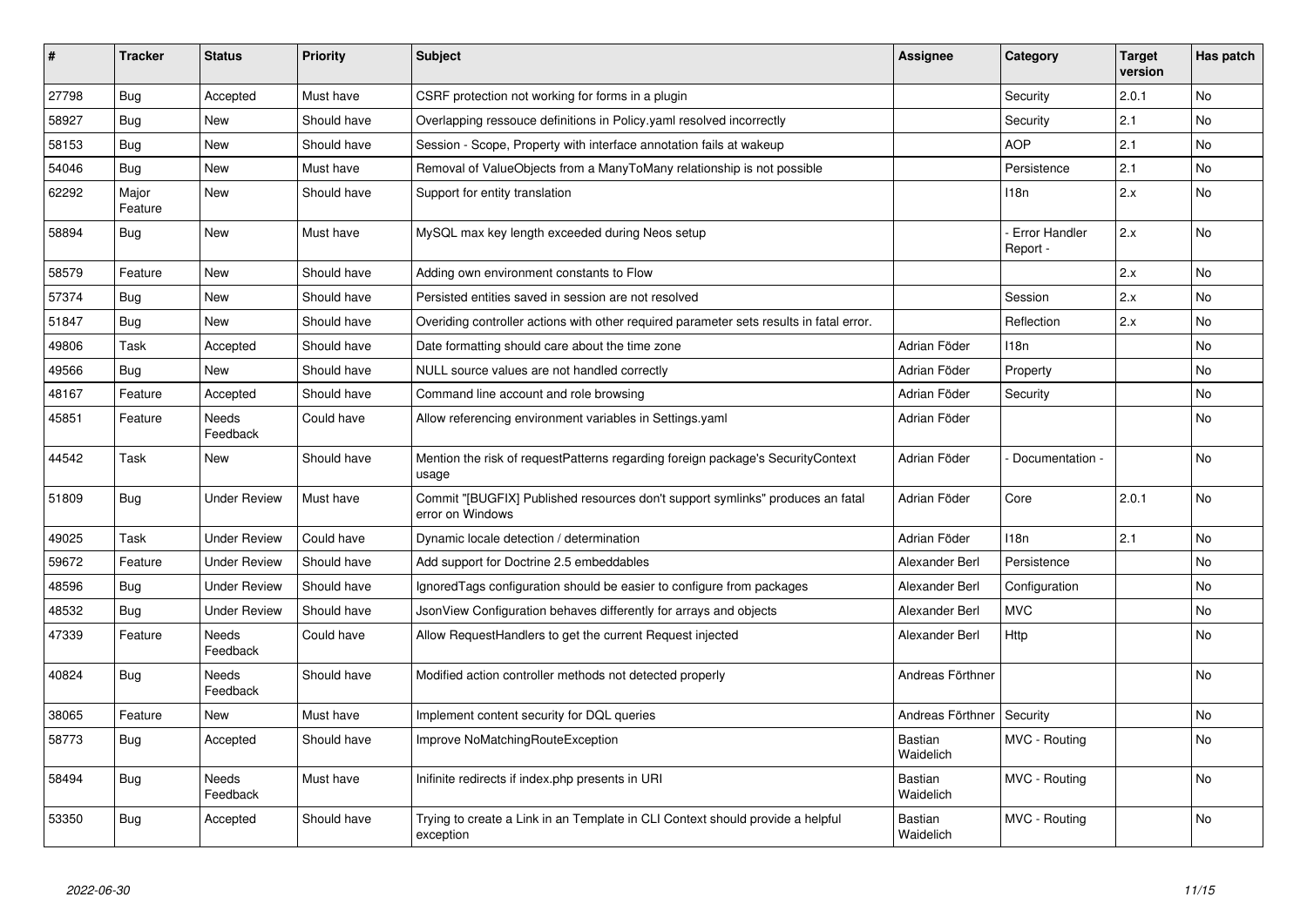| # | Tracker | Status | Priority | Subject | Assignee | Category | Target version | Has patch |
|---|---|---|---|---|---|---|---|---|
| 27798 | Bug | Accepted | Must have | CSRF protection not working for forms in a plugin | | Security | 2.0.1 | No |
| 58927 | Bug | New | Should have | Overlapping ressouce definitions in Policy.yaml resolved incorrectly | | Security | 2.1 | No |
| 58153 | Bug | New | Should have | Session - Scope, Property with interface annotation fails at wakeup | | AOP | 2.1 | No |
| 54046 | Bug | New | Must have | Removal of ValueObjects from a ManyToMany relationship is not possible | | Persistence | 2.1 | No |
| 62292 | Major Feature | New | Should have | Support for entity translation | | I18n | 2.x | No |
| 58894 | Bug | New | Must have | MySQL max key length exceeded during Neos setup | | - Error Handler Report - | 2.x | No |
| 58579 | Feature | New | Should have | Adding own environment constants to Flow | | | 2.x | No |
| 57374 | Bug | New | Should have | Persisted entities saved in session are not resolved | | Session | 2.x | No |
| 51847 | Bug | New | Should have | Overiding controller actions with other required parameter sets results in fatal error. | | Reflection | 2.x | No |
| 49806 | Task | Accepted | Should have | Date formatting should care about the time zone | Adrian Föder | I18n | | No |
| 49566 | Bug | New | Should have | NULL source values are not handled correctly | Adrian Föder | Property | | No |
| 48167 | Feature | Accepted | Should have | Command line account and role browsing | Adrian Föder | Security | | No |
| 45851 | Feature | Needs Feedback | Could have | Allow referencing environment variables in Settings.yaml | Adrian Föder | | | No |
| 44542 | Task | New | Should have | Mention the risk of requestPatterns regarding foreign package's SecurityContext usage | Adrian Föder | - Documentation - | | No |
| 51809 | Bug | Under Review | Must have | Commit "[BUGFIX] Published resources don't support symlinks" produces an fatal error on Windows | Adrian Föder | Core | 2.0.1 | No |
| 49025 | Task | Under Review | Could have | Dynamic locale detection / determination | Adrian Föder | I18n | 2.1 | No |
| 59672 | Feature | Under Review | Should have | Add support for Doctrine 2.5 embeddables | Alexander Berl | Persistence | | No |
| 48596 | Bug | Under Review | Should have | IgnoredTags configuration should be easier to configure from packages | Alexander Berl | Configuration | | No |
| 48532 | Bug | Under Review | Should have | JsonView Configuration behaves differently for arrays and objects | Alexander Berl | MVC | | No |
| 47339 | Feature | Needs Feedback | Could have | Allow RequestHandlers to get the current Request injected | Alexander Berl | Http | | No |
| 40824 | Bug | Needs Feedback | Should have | Modified action controller methods not detected properly | Andreas Förthner | | | No |
| 38065 | Feature | New | Must have | Implement content security for DQL queries | Andreas Förthner | Security | | No |
| 58773 | Bug | Accepted | Should have | Improve NoMatchingRouteException | Bastian Waidelich | MVC - Routing | | No |
| 58494 | Bug | Needs Feedback | Must have | Inifinite redirects if index.php presents in URI | Bastian Waidelich | MVC - Routing | | No |
| 53350 | Bug | Accepted | Should have | Trying to create a Link in an Template in CLI Context should provide a helpful exception | Bastian Waidelich | MVC - Routing | | No |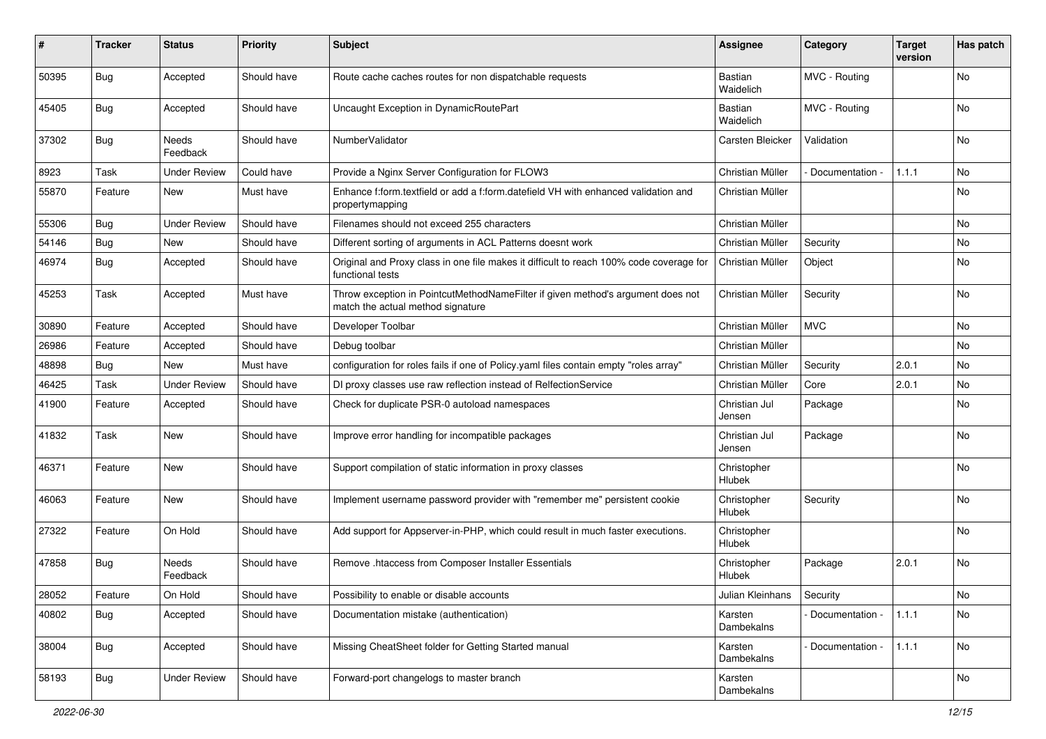| # | Tracker | Status | Priority | Subject | Assignee | Category | Target version | Has patch |
|---|---|---|---|---|---|---|---|---|
| 50395 | Bug | Accepted | Should have | Route cache caches routes for non dispatchable requests | Bastian Waidelich | MVC - Routing | | No |
| 45405 | Bug | Accepted | Should have | Uncaught Exception in DynamicRoutePart | Bastian Waidelich | MVC - Routing | | No |
| 37302 | Bug | Needs Feedback | Should have | NumberValidator | Carsten Bleicker | Validation | | No |
| 8923 | Task | Under Review | Could have | Provide a Nginx Server Configuration for FLOW3 | Christian Müller | - Documentation - | 1.1.1 | No |
| 55870 | Feature | New | Must have | Enhance f:form.textfield or add a f:form.datefield VH with enhanced validation and propertymapping | Christian Müller | | | No |
| 55306 | Bug | Under Review | Should have | Filenames should not exceed 255 characters | Christian Müller | | | No |
| 54146 | Bug | New | Should have | Different sorting of arguments in ACL Patterns doesnt work | Christian Müller | Security | | No |
| 46974 | Bug | Accepted | Should have | Original and Proxy class in one file makes it difficult to reach 100% code coverage for functional tests | Christian Müller | Object | | No |
| 45253 | Task | Accepted | Must have | Throw exception in PointcutMethodNameFilter if given method's argument does not match the actual method signature | Christian Müller | Security | | No |
| 30890 | Feature | Accepted | Should have | Developer Toolbar | Christian Müller | MVC | | No |
| 26986 | Feature | Accepted | Should have | Debug toolbar | Christian Müller | | | No |
| 48898 | Bug | New | Must have | configuration for roles fails if one of Policy.yaml files contain empty "roles array" | Christian Müller | Security | 2.0.1 | No |
| 46425 | Task | Under Review | Should have | DI proxy classes use raw reflection instead of RelfectionService | Christian Müller | Core | 2.0.1 | No |
| 41900 | Feature | Accepted | Should have | Check for duplicate PSR-0 autoload namespaces | Christian Jul Jensen | Package | | No |
| 41832 | Task | New | Should have | Improve error handling for incompatible packages | Christian Jul Jensen | Package | | No |
| 46371 | Feature | New | Should have | Support compilation of static information in proxy classes | Christopher Hlubek | | | No |
| 46063 | Feature | New | Should have | Implement username password provider with "remember me" persistent cookie | Christopher Hlubek | Security | | No |
| 27322 | Feature | On Hold | Should have | Add support for Appserver-in-PHP, which could result in much faster executions. | Christopher Hlubek | | | No |
| 47858 | Bug | Needs Feedback | Should have | Remove .htaccess from Composer Installer Essentials | Christopher Hlubek | Package | 2.0.1 | No |
| 28052 | Feature | On Hold | Should have | Possibility to enable or disable accounts | Julian Kleinhans | Security | | No |
| 40802 | Bug | Accepted | Should have | Documentation mistake (authentication) | Karsten Dambekalns | - Documentation - | 1.1.1 | No |
| 38004 | Bug | Accepted | Should have | Missing CheatSheet folder for Getting Started manual | Karsten Dambekalns | - Documentation - | 1.1.1 | No |
| 58193 | Bug | Under Review | Should have | Forward-port changelogs to master branch | Karsten Dambekalns | | | No |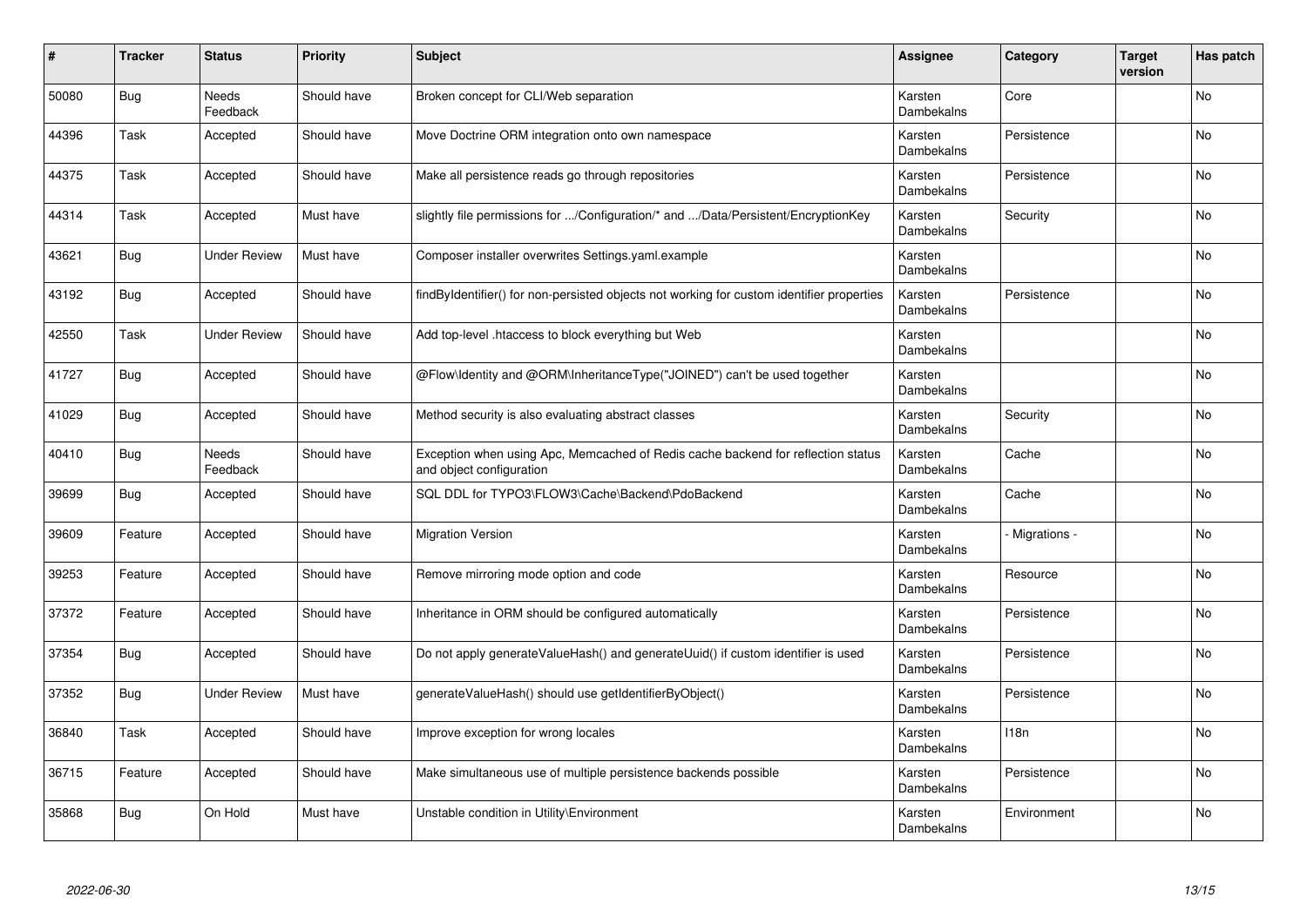| # | Tracker | Status | Priority | Subject | Assignee | Category | Target version | Has patch |
|---|---|---|---|---|---|---|---|---|
| 50080 | Bug | Needs Feedback | Should have | Broken concept for CLI/Web separation | Karsten Dambekalns | Core | | No |
| 44396 | Task | Accepted | Should have | Move Doctrine ORM integration onto own namespace | Karsten Dambekalns | Persistence | | No |
| 44375 | Task | Accepted | Should have | Make all persistence reads go through repositories | Karsten Dambekalns | Persistence | | No |
| 44314 | Task | Accepted | Must have | slightly file permissions for .../Configuration/* and .../Data/Persistent/EncryptionKey | Karsten Dambekalns | Security | | No |
| 43621 | Bug | Under Review | Must have | Composer installer overwrites Settings.yaml.example | Karsten Dambekalns | | | No |
| 43192 | Bug | Accepted | Should have | findByIdentifier() for non-persisted objects not working for custom identifier properties | Karsten Dambekalns | Persistence | | No |
| 42550 | Task | Under Review | Should have | Add top-level .htaccess to block everything but Web | Karsten Dambekalns | | | No |
| 41727 | Bug | Accepted | Should have | @Flow\Identity and @ORM\InheritanceType("JOINED") can't be used together | Karsten Dambekalns | | | No |
| 41029 | Bug | Accepted | Should have | Method security is also evaluating abstract classes | Karsten Dambekalns | Security | | No |
| 40410 | Bug | Needs Feedback | Should have | Exception when using Apc, Memcached of Redis cache backend for reflection status and object configuration | Karsten Dambekalns | Cache | | No |
| 39699 | Bug | Accepted | Should have | SQL DDL for TYPO3\FLOW3\Cache\Backend\PdoBackend | Karsten Dambekalns | Cache | | No |
| 39609 | Feature | Accepted | Should have | Migration Version | Karsten Dambekalns | - Migrations - | | No |
| 39253 | Feature | Accepted | Should have | Remove mirroring mode option and code | Karsten Dambekalns | Resource | | No |
| 37372 | Feature | Accepted | Should have | Inheritance in ORM should be configured automatically | Karsten Dambekalns | Persistence | | No |
| 37354 | Bug | Accepted | Should have | Do not apply generateValueHash() and generateUuid() if custom identifier is used | Karsten Dambekalns | Persistence | | No |
| 37352 | Bug | Under Review | Must have | generateValueHash() should use getIdentifierByObject() | Karsten Dambekalns | Persistence | | No |
| 36840 | Task | Accepted | Should have | Improve exception for wrong locales | Karsten Dambekalns | I18n | | No |
| 36715 | Feature | Accepted | Should have | Make simultaneous use of multiple persistence backends possible | Karsten Dambekalns | Persistence | | No |
| 35868 | Bug | On Hold | Must have | Unstable condition in Utility\Environment | Karsten Dambekalns | Environment | | No |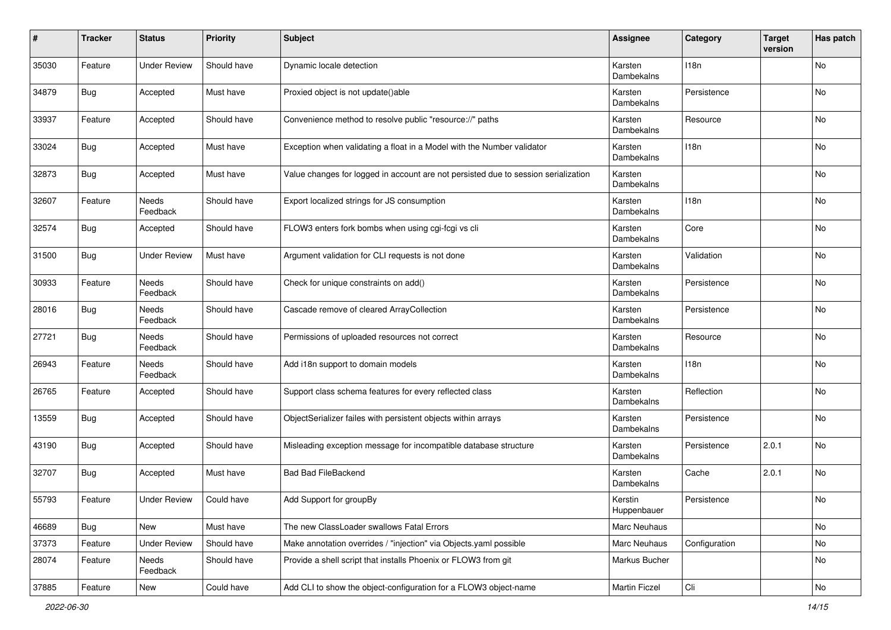| # | Tracker | Status | Priority | Subject | Assignee | Category | Target version | Has patch |
|---|---|---|---|---|---|---|---|---|
| 35030 | Feature | Under Review | Should have | Dynamic locale detection | Karsten Dambekalns | I18n | | No |
| 34879 | Bug | Accepted | Must have | Proxied object is not update()able | Karsten Dambekalns | Persistence | | No |
| 33937 | Feature | Accepted | Should have | Convenience method to resolve public "resource://" paths | Karsten Dambekalns | Resource | | No |
| 33024 | Bug | Accepted | Must have | Exception when validating a float in a Model with the Number validator | Karsten Dambekalns | I18n | | No |
| 32873 | Bug | Accepted | Must have | Value changes for logged in account are not persisted due to session serialization | Karsten Dambekalns | | | No |
| 32607 | Feature | Needs Feedback | Should have | Export localized strings for JS consumption | Karsten Dambekalns | I18n | | No |
| 32574 | Bug | Accepted | Should have | FLOW3 enters fork bombs when using cgi-fcgi vs cli | Karsten Dambekalns | Core | | No |
| 31500 | Bug | Under Review | Must have | Argument validation for CLI requests is not done | Karsten Dambekalns | Validation | | No |
| 30933 | Feature | Needs Feedback | Should have | Check for unique constraints on add() | Karsten Dambekalns | Persistence | | No |
| 28016 | Bug | Needs Feedback | Should have | Cascade remove of cleared ArrayCollection | Karsten Dambekalns | Persistence | | No |
| 27721 | Bug | Needs Feedback | Should have | Permissions of uploaded resources not correct | Karsten Dambekalns | Resource | | No |
| 26943 | Feature | Needs Feedback | Should have | Add i18n support to domain models | Karsten Dambekalns | I18n | | No |
| 26765 | Feature | Accepted | Should have | Support class schema features for every reflected class | Karsten Dambekalns | Reflection | | No |
| 13559 | Bug | Accepted | Should have | ObjectSerializer failes with persistent objects within arrays | Karsten Dambekalns | Persistence | | No |
| 43190 | Bug | Accepted | Should have | Misleading exception message for incompatible database structure | Karsten Dambekalns | Persistence | 2.0.1 | No |
| 32707 | Bug | Accepted | Must have | Bad Bad FileBackend | Karsten Dambekalns | Cache | 2.0.1 | No |
| 55793 | Feature | Under Review | Could have | Add Support for groupBy | Kerstin Huppenbauer | Persistence | | No |
| 46689 | Bug | New | Must have | The new ClassLoader swallows Fatal Errors | Marc Neuhaus | | | No |
| 37373 | Feature | Under Review | Should have | Make annotation overrides / "injection" via Objects.yaml possible | Marc Neuhaus | Configuration | | No |
| 28074 | Feature | Needs Feedback | Should have | Provide a shell script that installs Phoenix or FLOW3 from git | Markus Bucher | | | No |
| 37885 | Feature | New | Could have | Add CLI to show the object-configuration for a FLOW3 object-name | Martin Ficzel | Cli | | No |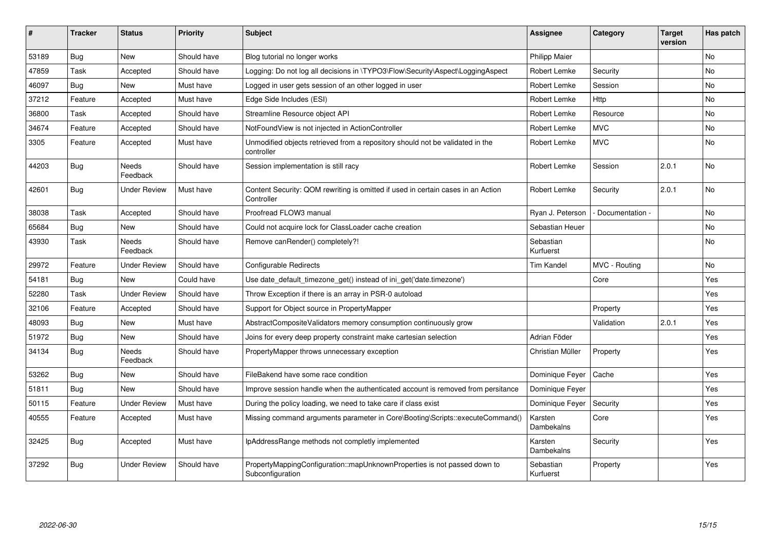| # | Tracker | Status | Priority | Subject | Assignee | Category | Target version | Has patch |
|---|---|---|---|---|---|---|---|---|
| 53189 | Bug | New | Should have | Blog tutorial no longer works | Philipp Maier | | | No |
| 47859 | Task | Accepted | Should have | Logging: Do not log all decisions in \TYPO3\Flow\Security\Aspect\LoggingAspect | Robert Lemke | Security | | No |
| 46097 | Bug | New | Must have | Logged in user gets session of an other logged in user | Robert Lemke | Session | | No |
| 37212 | Feature | Accepted | Must have | Edge Side Includes (ESI) | Robert Lemke | Http | | No |
| 36800 | Task | Accepted | Should have | Streamline Resource object API | Robert Lemke | Resource | | No |
| 34674 | Feature | Accepted | Should have | NotFoundView is not injected in ActionController | Robert Lemke | MVC | | No |
| 3305 | Feature | Accepted | Must have | Unmodified objects retrieved from a repository should not be validated in the controller | Robert Lemke | MVC | | No |
| 44203 | Bug | Needs Feedback | Should have | Session implementation is still racy | Robert Lemke | Session | 2.0.1 | No |
| 42601 | Bug | Under Review | Must have | Content Security: QOM rewriting is omitted if used in certain cases in an Action Controller | Robert Lemke | Security | 2.0.1 | No |
| 38038 | Task | Accepted | Should have | Proofread FLOW3 manual | Ryan J. Peterson | - Documentation - | | No |
| 65684 | Bug | New | Should have | Could not acquire lock for ClassLoader cache creation | Sebastian Heuer | | | No |
| 43930 | Task | Needs Feedback | Should have | Remove canRender() completely?! | Sebastian Kurfuerst | | | No |
| 29972 | Feature | Under Review | Should have | Configurable Redirects | Tim Kandel | MVC - Routing | | No |
| 54181 | Bug | New | Could have | Use date_default_timezone_get() instead of ini_get('date.timezone') | | Core | | Yes |
| 52280 | Task | Under Review | Should have | Throw Exception if there is an array in PSR-0 autoload | | | | Yes |
| 32106 | Feature | Accepted | Should have | Support for Object source in PropertyMapper | | Property | | Yes |
| 48093 | Bug | New | Must have | AbstractCompositeValidators memory consumption continuously grow | | Validation | 2.0.1 | Yes |
| 51972 | Bug | New | Should have | Joins for every deep property constraint make cartesian selection | Adrian Föder | | | Yes |
| 34134 | Bug | Needs Feedback | Should have | PropertyMapper throws unnecessary exception | Christian Müller | Property | | Yes |
| 53262 | Bug | New | Should have | FileBakend have some race condition | Dominique Feyer | Cache | | Yes |
| 51811 | Bug | New | Should have | Improve session handle when the authenticated account is removed from persitance | Dominique Feyer | | | Yes |
| 50115 | Feature | Under Review | Must have | During the policy loading, we need to take care if class exist | Dominique Feyer | Security | | Yes |
| 40555 | Feature | Accepted | Must have | Missing command arguments parameter in Core\Booting\Scripts::executeCommand() | Karsten Dambekalns | Core | | Yes |
| 32425 | Bug | Accepted | Must have | IpAddressRange methods not completly implemented | Karsten Dambekalns | Security | | Yes |
| 37292 | Bug | Under Review | Should have | PropertyMappingConfiguration::mapUnknownProperties is not passed down to Subconfiguration | Sebastian Kurfuerst | Property | | Yes |